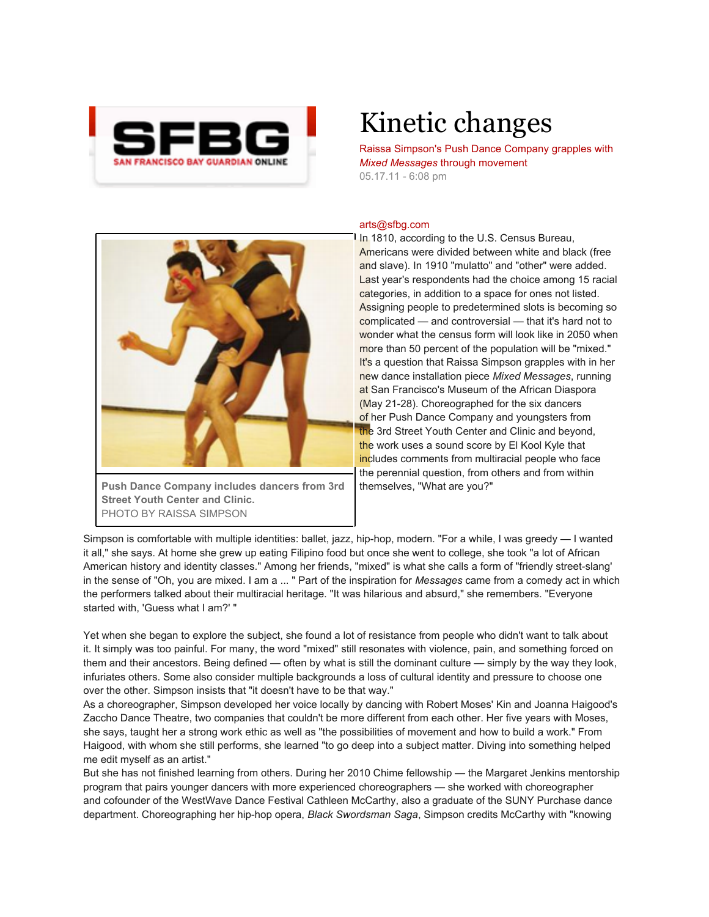SFBG SAN FRANCISCO BAY GUARDIAN ONLINE

# Kinetic changes

Raissa Simpson's Push Dance Company grapples with *Mixed Messages* through movement

05.17.11 - 6:08 pm

arts@sfbg.com

**Push Dance Company includes dancers from 3rd Street Youth Center and Clinic.**
PHOTO BY RAISSA SIMPSON

In 1810, according to the U.S. Census Bureau, Americans were divided between white and black (free and slave). In 1910 "mulatto" and "other" were added. Last year's respondents had the choice among 15 racial categories, in addition to a space for ones not listed. Assigning people to predetermined slots is becoming so complicated — and controversial — that it's hard not to wonder what the census form will look like in 2050 when more than 50 percent of the population will be "mixed." It's a question that Raissa Simpson grapples with in her new dance installation piece *Mixed Messages*, running at San Francisco's Museum of the African Diaspora (May 21-28). Choreographed for the six dancers of her Push Dance Company and youngsters from the 3rd Street Youth Center and Clinic and beyond, the work uses a sound score by El Kool Kyle that includes comments from multiracial people who face the perennial question, from others and from within themselves, "What are you?"

Simpson is comfortable with multiple identities: ballet, jazz, hip-hop, modern. "For a while, I was greedy — I wanted it all," she says. At home she grew up eating Filipino food but once she went to college, she took "a lot of African American history and identity classes." Among her friends, "mixed" is what she calls a form of "friendly street-slang' in the sense of "Oh, you are mixed. I am a ... " Part of the inspiration for *Messages* came from a comedy act in which the performers talked about their multiracial heritage. "It was hilarious and absurd," she remembers. "Everyone started with, 'Guess what I am?' "

Yet when she began to explore the subject, she found a lot of resistance from people who didn't want to talk about it. It simply was too painful. For many, the word "mixed" still resonates with violence, pain, and something forced on them and their ancestors. Being defined — often by what is still the dominant culture — simply by the way they look, infuriates others. Some also consider multiple backgrounds a loss of cultural identity and pressure to choose one over the other. Simpson insists that "it doesn't have to be that way."

As a choreographer, Simpson developed her voice locally by dancing with Robert Moses' Kin and Joanna Haigood's Zaccho Dance Theatre, two companies that couldn't be more different from each other. Her five years with Moses, she says, taught her a strong work ethic as well as "the possibilities of movement and how to build a work." From Haigood, with whom she still performs, she learned "to go deep into a subject matter. Diving into something helped me edit myself as an artist."

But she has not finished learning from others. During her 2010 Chime fellowship — the Margaret Jenkins mentorship program that pairs younger dancers with more experienced choreographers — she worked with choreographer and cofounder of the WestWave Dance Festival Cathleen McCarthy, also a graduate of the SUNY Purchase dance department. Choreographing her hip-hop opera, *Black Swordsman Saga*, Simpson credits McCarthy with "knowing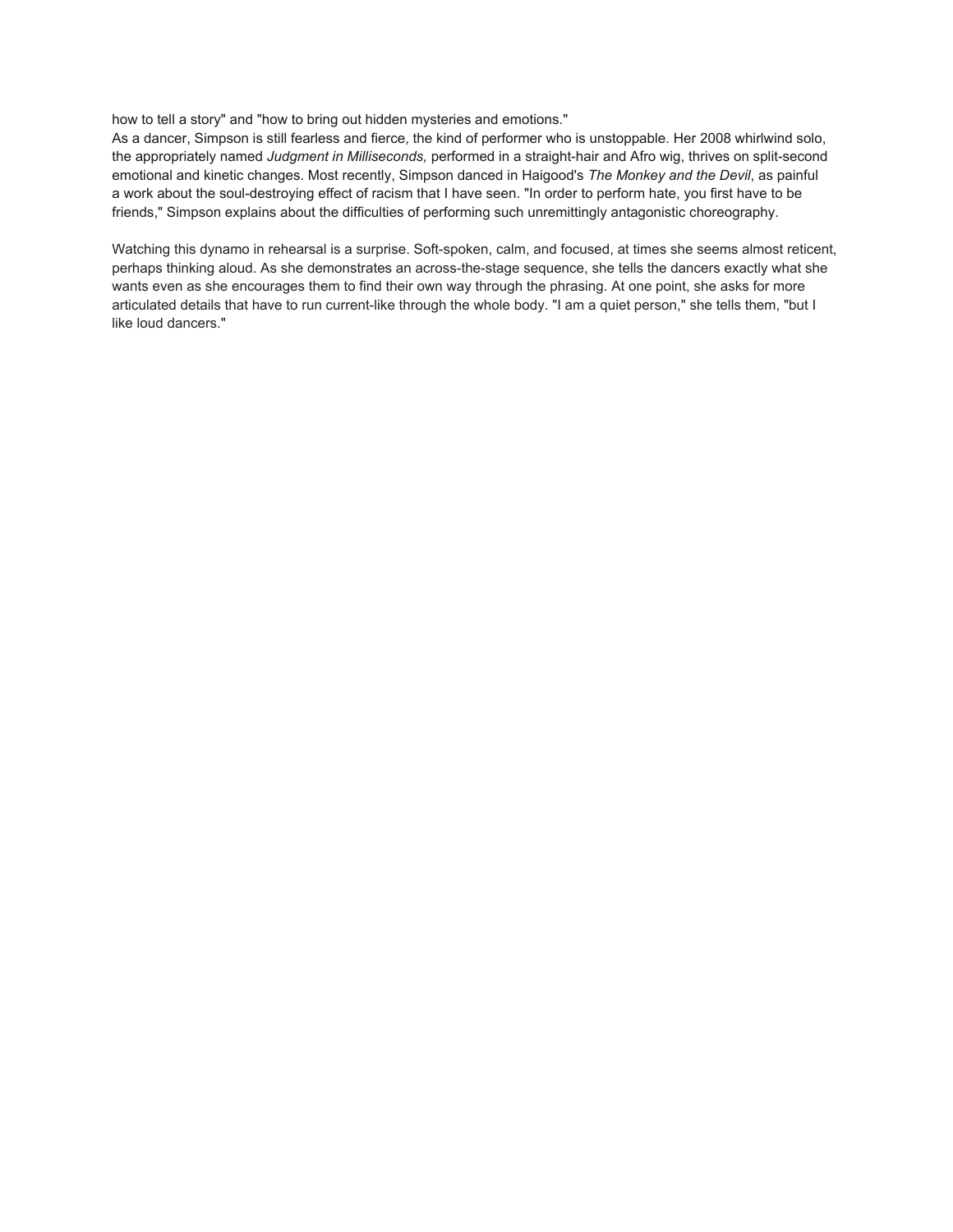how to tell a story" and "how to bring out hidden mysteries and emotions."
As a dancer, Simpson is still fearless and fierce, the kind of performer who is unstoppable. Her 2008 whirlwind solo, the appropriately named *Judgment in Milliseconds,* performed in a straight-hair and Afro wig, thrives on split-second emotional and kinetic changes. Most recently, Simpson danced in Haigood's *The Monkey and the Devil*, as painful a work about the soul-destroying effect of racism that I have seen. "In order to perform hate, you first have to be friends," Simpson explains about the difficulties of performing such unremittingly antagonistic choreography.

Watching this dynamo in rehearsal is a surprise. Soft-spoken, calm, and focused, at times she seems almost reticent, perhaps thinking aloud. As she demonstrates an across-the-stage sequence, she tells the dancers exactly what she wants even as she encourages them to find their own way through the phrasing. At one point, she asks for more articulated details that have to run current-like through the whole body. "I am a quiet person," she tells them, "but I like loud dancers."